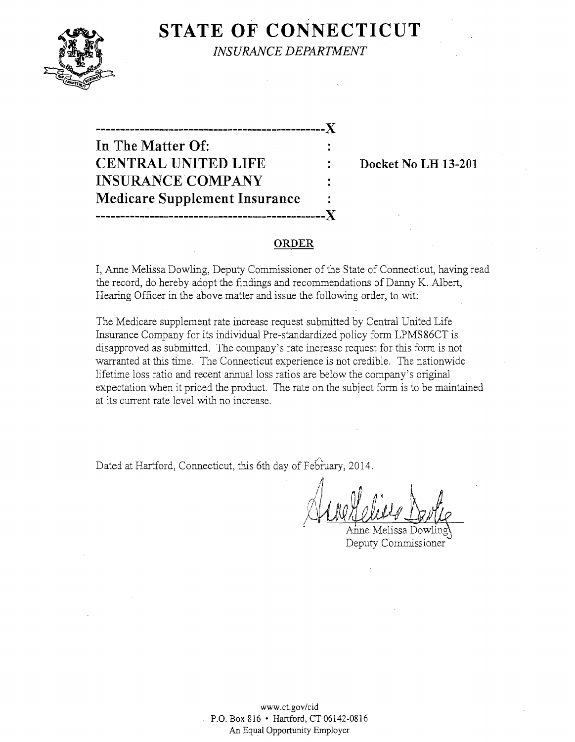# STATE OF CONNECTICUT

*INSURANCE DEPARTMENT*

---

**In The Matter Of:**
**CENTRAL UNITED LIFE INSURANCE COMPANY**
**Medicare Supplement Insurance**

**Docket No LH 13-201**

---

## ORDER

I, Anne Melissa Dowling, Deputy Commissioner of the State of Connecticut, having read the record, do hereby adopt the findings and recommendations of Danny K. Albert, Hearing Officer in the above matter and issue the following order, to wit:

The Medicare supplement rate increase request submitted by Central United Life Insurance Company for its individual Pre-standardized policy form LPMS86CT is disapproved as submitted. The company's rate increase request for this form is not warranted at this time. The Connecticut experience is not credible. The nationwide lifetime loss ratio and recent annual loss ratios are below the company's original expectation when it priced the product. The rate on the subject form is to be maintained at its current rate level with no increase.

Dated at Hartford, Connecticut, this 6th day of February, 2014.

Anne Melissa Dowling
Deputy Commissioner

www.ct.gov/cid
P.O. Box 816 • Hartford, CT 06142-0816
An Equal Opportunity Employer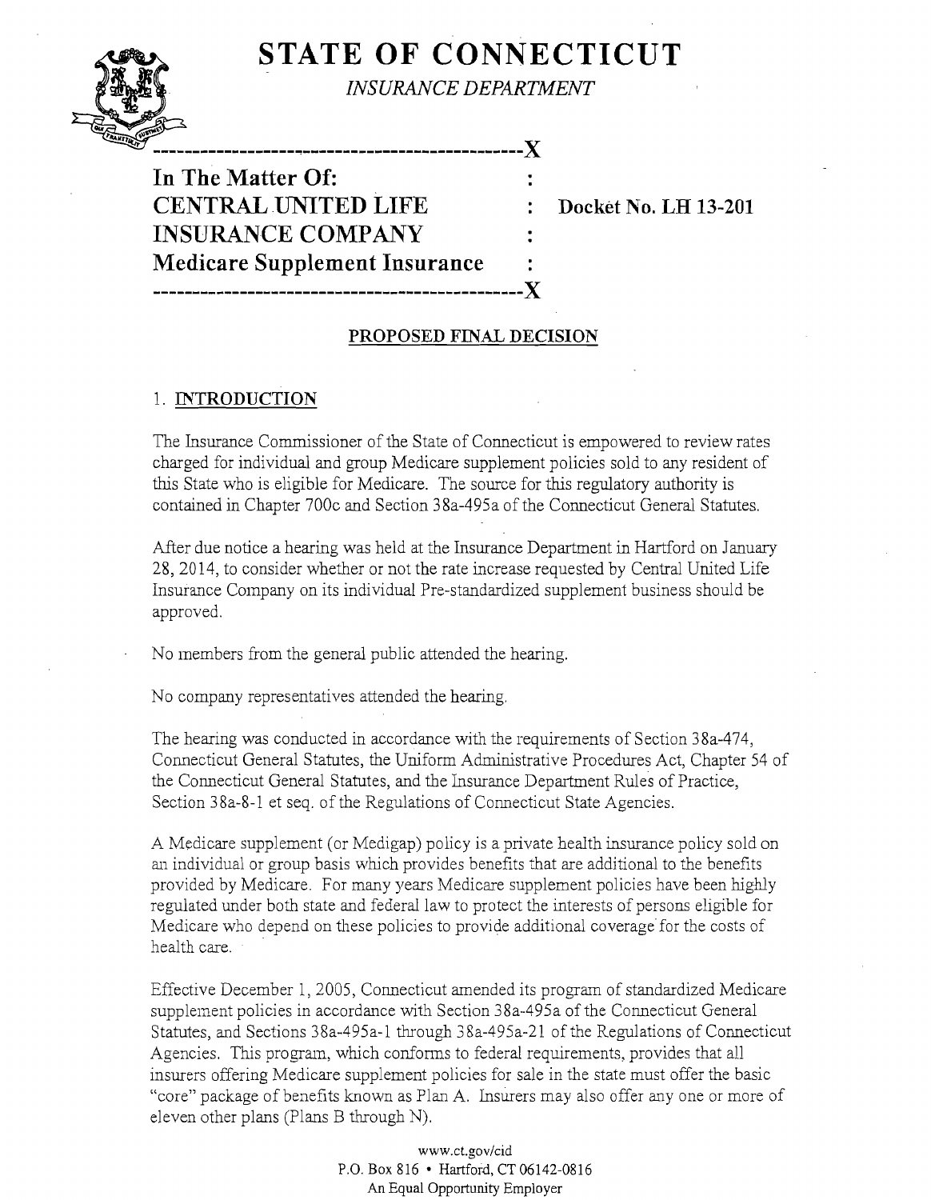# STATE OF CONNECTICUT

*INSURANCE DEPARTMENT*

---

**In The Matter Of:**
**CENTRAL UNITED LIFE INSURANCE COMPANY**
**Medicare Supplement Insurance**

**Docket No. LH 13-201**

---

**PROPOSED FINAL DECISION**

## 1. INTRODUCTION

The Insurance Commissioner of the State of Connecticut is empowered to review rates charged for individual and group Medicare supplement policies sold to any resident of this State who is eligible for Medicare. The source for this regulatory authority is contained in Chapter 700c and Section 38a-495a of the Connecticut General Statutes.

After due notice a hearing was held at the Insurance Department in Hartford on January 28, 2014, to consider whether or not the rate increase requested by Central United Life Insurance Company on its individual Pre-standardized supplement business should be approved.

No members from the general public attended the hearing.

No company representatives attended the hearing.

The hearing was conducted in accordance with the requirements of Section 38a-474, Connecticut General Statutes, the Uniform Administrative Procedures Act, Chapter 54 of the Connecticut General Statutes, and the Insurance Department Rules of Practice, Section 38a-8-1 et seq. of the Regulations of Connecticut State Agencies.

A Medicare supplement (or Medigap) policy is a private health insurance policy sold on an individual or group basis which provides benefits that are additional to the benefits provided by Medicare. For many years Medicare supplement policies have been highly regulated under both state and federal law to protect the interests of persons eligible for Medicare who depend on these policies to provide additional coverage for the costs of health care.

Effective December 1, 2005, Connecticut amended its program of standardized Medicare supplement policies in accordance with Section 38a-495a of the Connecticut General Statutes, and Sections 38a-495a-1 through 38a-495a-21 of the Regulations of Connecticut Agencies. This program, which conforms to federal requirements, provides that all insurers offering Medicare supplement policies for sale in the state must offer the basic "core" package of benefits known as Plan A. Insurers may also offer any one or more of eleven other plans (Plans B through N).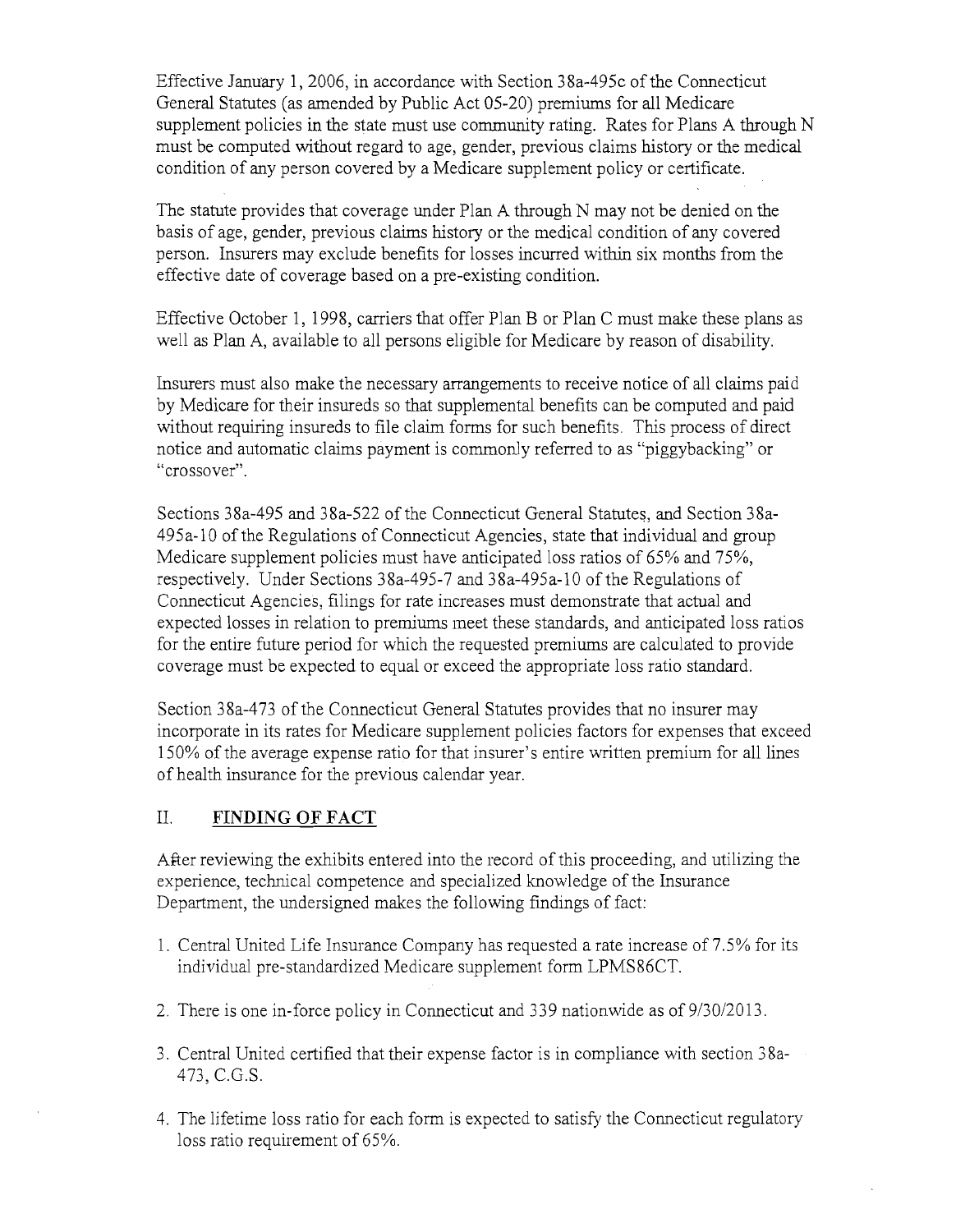Effective January 1, 2006, in accordance with Section 38a-495c of the Connecticut General Statutes (as amended by Public Act 05-20) premiums for all Medicare supplement policies in the state must use community rating. Rates for Plans A through N must be computed without regard to age, gender, previous claims history or the medical condition of any person covered by a Medicare supplement policy or certificate.

The statute provides that coverage under Plan A through N may not be denied on the basis of age, gender, previous claims history or the medical condition of any covered person. Insurers may exclude benefits for losses incurred within six months from the effective date of coverage based on a pre-existing condition.

Effective October 1, 1998, carriers that offer Plan B or Plan C must make these plans as well as Plan A, available to all persons eligible for Medicare by reason of disability.

Insurers must also make the necessary arrangements to receive notice of all claims paid by Medicare for their insureds so that supplemental benefits can be computed and paid without requiring insureds to file claim forms for such benefits. This process of direct notice and automatic claims payment is commonly referred to as "piggybacking" or "crossover".

Sections 38a-495 and 38a-522 of the Connecticut General Statutes, and Section 38a-495a-10 of the Regulations of Connecticut Agencies, state that individual and group Medicare supplement policies must have anticipated loss ratios of 65% and 75%, respectively. Under Sections 38a-495-7 and 38a-495a-10 of the Regulations of Connecticut Agencies, filings for rate increases must demonstrate that actual and expected losses in relation to premiums meet these standards, and anticipated loss ratios for the entire future period for which the requested premiums are calculated to provide coverage must be expected to equal or exceed the appropriate loss ratio standard.

Section 38a-473 of the Connecticut General Statutes provides that no insurer may incorporate in its rates for Medicare supplement policies factors for expenses that exceed 150% of the average expense ratio for that insurer's entire written premium for all lines of health insurance for the previous calendar year.

## II. FINDING OF FACT

After reviewing the exhibits entered into the record of this proceeding, and utilizing the experience, technical competence and specialized knowledge of the Insurance Department, the undersigned makes the following findings of fact:

1. Central United Life Insurance Company has requested a rate increase of 7.5% for its individual pre-standardized Medicare supplement form LPMS86CT.
2. There is one in-force policy in Connecticut and 339 nationwide as of 9/30/2013.
3. Central United certified that their expense factor is in compliance with section 38a-473, C.G.S.
4. The lifetime loss ratio for each form is expected to satisfy the Connecticut regulatory loss ratio requirement of 65%.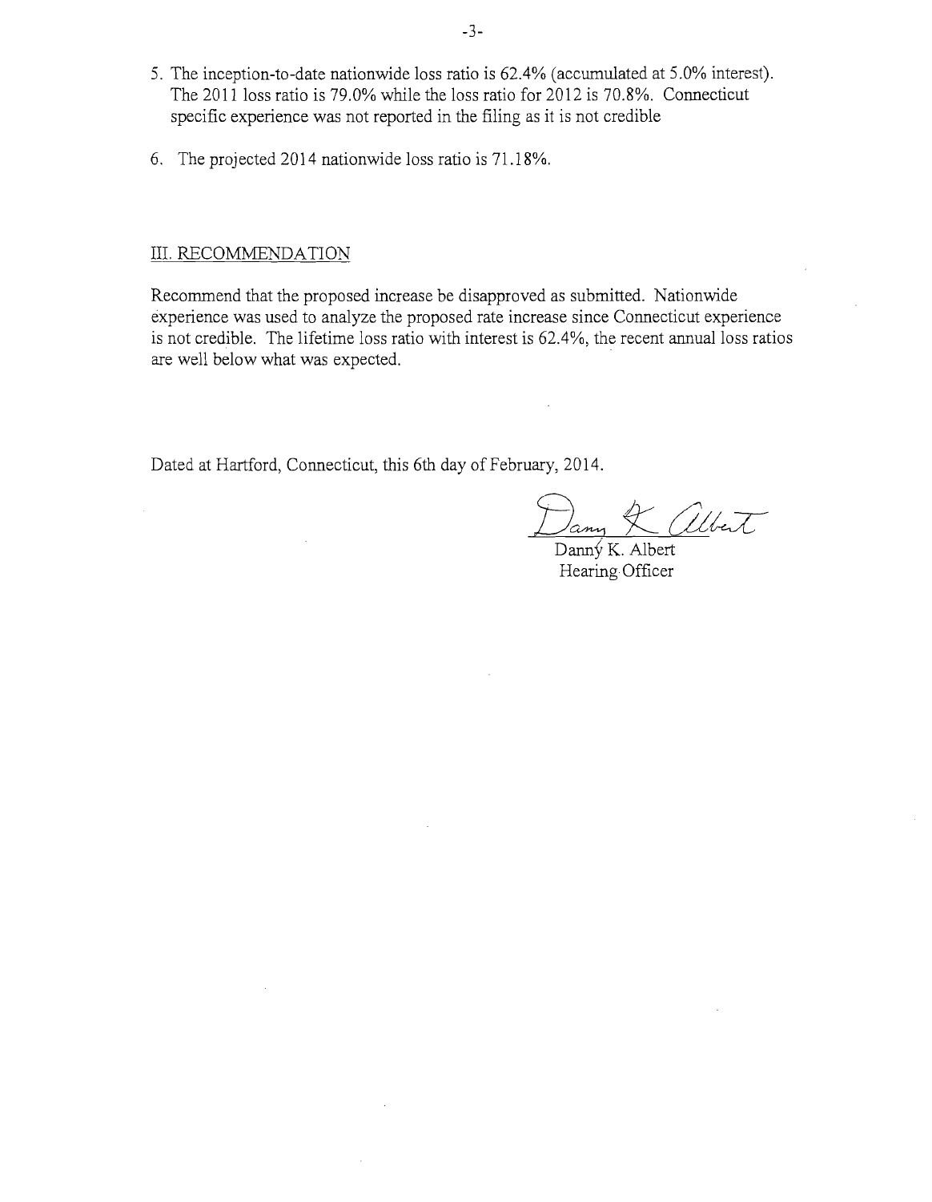5. The inception-to-date nationwide loss ratio is 62.4% (accumulated at 5.0% interest). The 2011 loss ratio is 79.0% while the loss ratio for 2012 is 70.8%. Connecticut specific experience was not reported in the filing as it is not credible

6. The projected 2014 nationwide loss ratio is 71.18%.

## III. RECOMMENDATION

Recommend that the proposed increase be disapproved as submitted. Nationwide experience was used to analyze the proposed rate increase since Connecticut experience is not credible. The lifetime loss ratio with interest is 62.4%, the recent annual loss ratios are well below what was expected.

Dated at Hartford, Connecticut, this 6th day of February, 2014.

Danny K. Albert
Hearing Officer